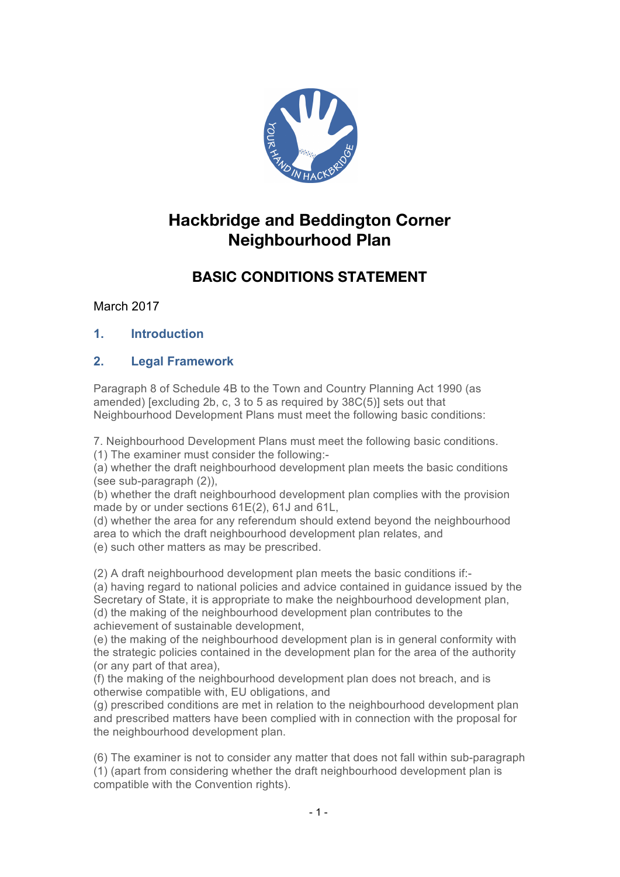# Hackbridge and Beddington Corner Neighbourhood Plan

## BASIC CONDITIONS STATEMENT

March 2017

## 1. Introduction

## 2. Legal Framework

Paragraph 8 of Schedule 4B to the Town and Country Planning Act 1990 (as amended) [excluding 2b, c, 3 to 5 as required by 38C(5)] sets out that Neighbourhood Development Plans must meet the following basic conditions:

7. Neighbourhood Development Plans must meet the following basic conditions.
(1) The examiner must consider the following:-
(a) whether the draft neighbourhood development plan meets the basic conditions (see sub-paragraph (2)),
(b) whether the draft neighbourhood development plan complies with the provision made by or under sections 61E(2), 61J and 61L,
(d) whether the area for any referendum should extend beyond the neighbourhood area to which the draft neighbourhood development plan relates, and
(e) such other matters as may be prescribed.

(2) A draft neighbourhood development plan meets the basic conditions if:-
(a) having regard to national policies and advice contained in guidance issued by the Secretary of State, it is appropriate to make the neighbourhood development plan,
(d) the making of the neighbourhood development plan contributes to the achievement of sustainable development,
(e) the making of the neighbourhood development plan is in general conformity with the strategic policies contained in the development plan for the area of the authority (or any part of that area),
(f) the making of the neighbourhood development plan does not breach, and is otherwise compatible with, EU obligations, and
(g) prescribed conditions are met in relation to the neighbourhood development plan and prescribed matters have been complied with in connection with the proposal for the neighbourhood development plan.

(6) The examiner is not to consider any matter that does not fall within sub-paragraph (1) (apart from considering whether the draft neighbourhood development plan is compatible with the Convention rights).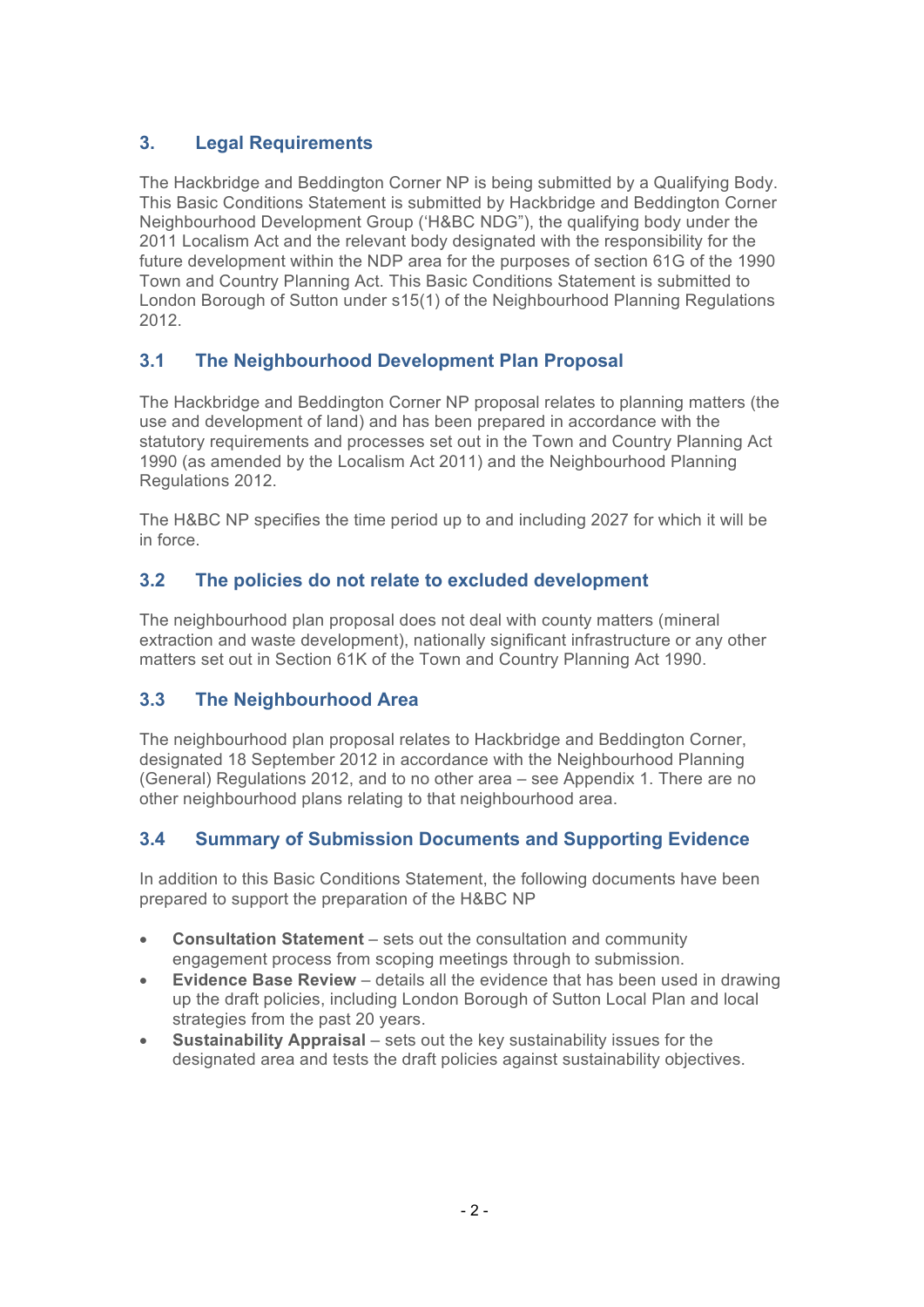## 3. Legal Requirements

The Hackbridge and Beddington Corner NP is being submitted by a Qualifying Body. This Basic Conditions Statement is submitted by Hackbridge and Beddington Corner Neighbourhood Development Group ('H&BC NDG"), the qualifying body under the 2011 Localism Act and the relevant body designated with the responsibility for the future development within the NDP area for the purposes of section 61G of the 1990 Town and Country Planning Act. This Basic Conditions Statement is submitted to London Borough of Sutton under s15(1) of the Neighbourhood Planning Regulations 2012.

### 3.1 The Neighbourhood Development Plan Proposal

The Hackbridge and Beddington Corner NP proposal relates to planning matters (the use and development of land) and has been prepared in accordance with the statutory requirements and processes set out in the Town and Country Planning Act 1990 (as amended by the Localism Act 2011) and the Neighbourhood Planning Regulations 2012.

The H&BC NP specifies the time period up to and including 2027 for which it will be in force.

### 3.2 The policies do not relate to excluded development

The neighbourhood plan proposal does not deal with county matters (mineral extraction and waste development), nationally significant infrastructure or any other matters set out in Section 61K of the Town and Country Planning Act 1990.

### 3.3 The Neighbourhood Area

The neighbourhood plan proposal relates to Hackbridge and Beddington Corner, designated 18 September 2012 in accordance with the Neighbourhood Planning (General) Regulations 2012, and to no other area – see Appendix 1. There are no other neighbourhood plans relating to that neighbourhood area.

### 3.4 Summary of Submission Documents and Supporting Evidence

In addition to this Basic Conditions Statement, the following documents have been prepared to support the preparation of the H&BC NP

- **Consultation Statement** – sets out the consultation and community engagement process from scoping meetings through to submission.
- **Evidence Base Review** – details all the evidence that has been used in drawing up the draft policies, including London Borough of Sutton Local Plan and local strategies from the past 20 years.
- **Sustainability Appraisal** – sets out the key sustainability issues for the designated area and tests the draft policies against sustainability objectives.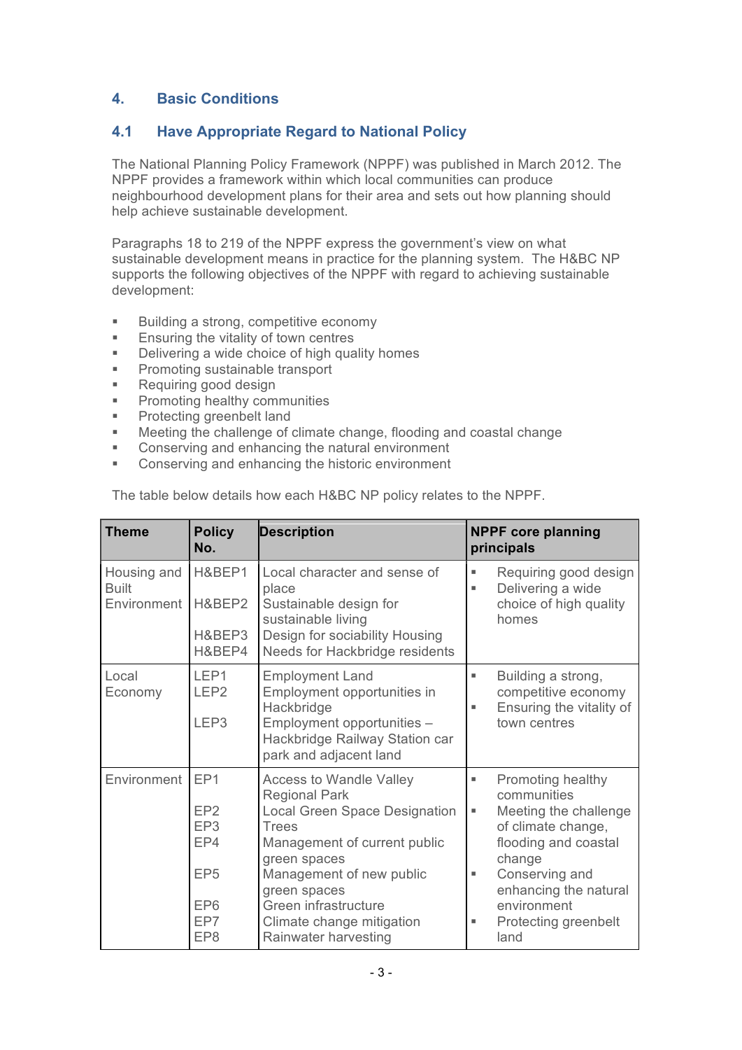## 4. Basic Conditions

### 4.1 Have Appropriate Regard to National Policy

The National Planning Policy Framework (NPPF) was published in March 2012. The NPPF provides a framework within which local communities can produce neighbourhood development plans for their area and sets out how planning should help achieve sustainable development.

Paragraphs 18 to 219 of the NPPF express the government's view on what sustainable development means in practice for the planning system. The H&BC NP supports the following objectives of the NPPF with regard to achieving sustainable development:

- Building a strong, competitive economy
- Ensuring the vitality of town centres
- Delivering a wide choice of high quality homes
- Promoting sustainable transport
- Requiring good design
- Promoting healthy communities
- Protecting greenbelt land
- Meeting the challenge of climate change, flooding and coastal change
- Conserving and enhancing the natural environment
- Conserving and enhancing the historic environment

The table below details how each H&BC NP policy relates to the NPPF.

| Theme | Policy No. | Description | NPPF core planning principals |
|---|---|---|---|
| Housing and Built Environment | H&BEP1<br>H&BEP2<br>H&BEP3<br>H&BEP4 | Local character and sense of place<br>Sustainable design for sustainable living<br>Design for sociability Housing<br>Needs for Hackbridge residents | ▪ Requiring good design<br>▪ Delivering a wide choice of high quality homes |
| Local Economy | LEP1<br>LEP2<br>LEP3 | Employment Land<br>Employment opportunities in Hackbridge<br>Employment opportunities – Hackbridge Railway Station car park and adjacent land | ▪ Building a strong, competitive economy<br>▪ Ensuring the vitality of town centres |
| Environment | EP1<br>EP2<br>EP3<br>EP4<br>EP5<br>EP6<br>EP7<br>EP8 | Access to Wandle Valley Regional Park<br>Local Green Space Designation<br>Trees<br>Management of current public green spaces<br>Management of new public green spaces<br>Green infrastructure<br>Climate change mitigation<br>Rainwater harvesting | ▪ Promoting healthy communities<br>▪ Meeting the challenge of climate change, flooding and coastal change<br>▪ Conserving and enhancing the natural environment<br>▪ Protecting greenbelt land |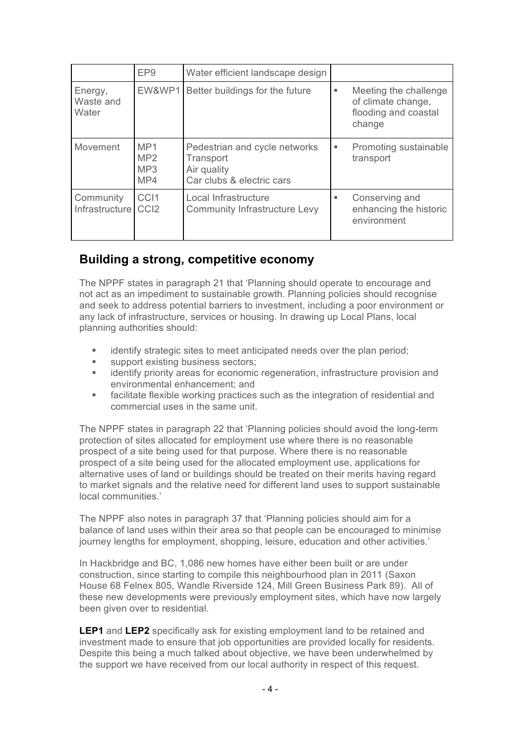| | | | |
|---|---|---|---|
| | EP9 | Water efficient landscape design | |
| Energy, Waste and Water | EW&WP1 | Better buildings for the future | ▪ Meeting the challenge of climate change, flooding and coastal change |
| Movement | MP1<br>MP2<br>MP3<br>MP4 | Pedestrian and cycle networks<br>Transport<br>Air quality<br>Car clubs & electric cars | ▪ Promoting sustainable transport |
| Community Infrastructure | CCI1<br>CCI2 | Local Infrastructure<br>Community Infrastructure Levy | ▪ Conserving and enhancing the historic environment |

## Building a strong, competitive economy

The NPPF states in paragraph 21 that 'Planning should operate to encourage and not act as an impediment to sustainable growth. Planning policies should recognise and seek to address potential barriers to investment, including a poor environment or any lack of infrastructure, services or housing. In drawing up Local Plans, local planning authorities should:

- identify strategic sites to meet anticipated needs over the plan period;
- support existing business sectors;
- identify priority areas for economic regeneration, infrastructure provision and environmental enhancement; and
- facilitate flexible working practices such as the integration of residential and commercial uses in the same unit.

The NPPF states in paragraph 22 that 'Planning policies should avoid the long-term protection of sites allocated for employment use where there is no reasonable prospect of a site being used for that purpose. Where there is no reasonable prospect of a site being used for the allocated employment use, applications for alternative uses of land or buildings should be treated on their merits having regard to market signals and the relative need for different land uses to support sustainable local communities.'

The NPPF also notes in paragraph 37 that 'Planning policies should aim for a balance of land uses within their area so that people can be encouraged to minimise journey lengths for employment, shopping, leisure, education and other activities.'

In Hackbridge and BC, 1,086 new homes have either been built or are under construction, since starting to compile this neighbourhood plan in 2011 (Saxon House 68 Felnex 805, Wandle Riverside 124, Mill Green Business Park 89). All of these new developments were previously employment sites, which have now largely been given over to residential.

**LEP1** and **LEP2** specifically ask for existing employment land to be retained and investment made to ensure that job opportunities are provided locally for residents. Despite this being a much talked about objective, we have been underwhelmed by the support we have received from our local authority in respect of this request.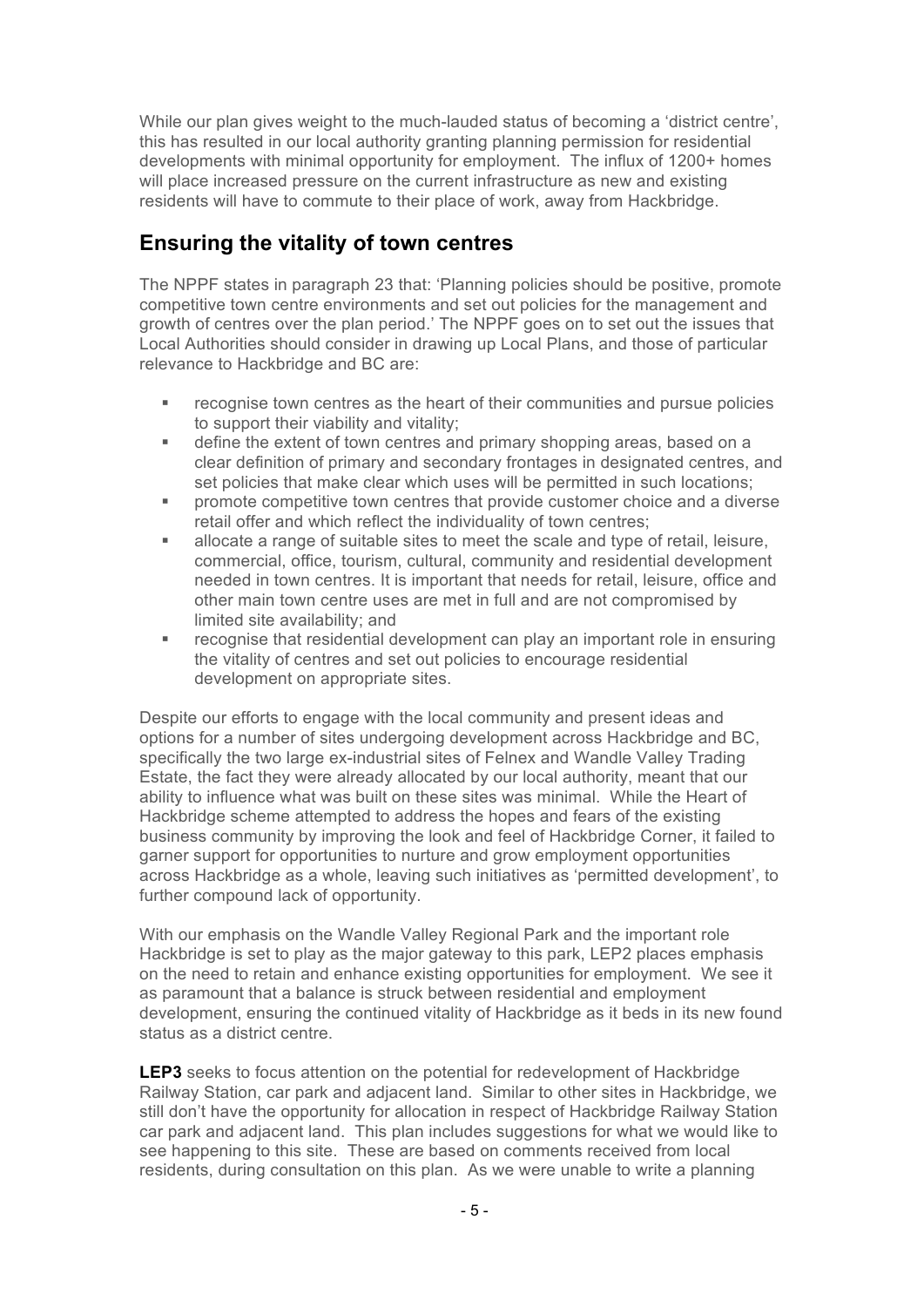While our plan gives weight to the much-lauded status of becoming a 'district centre', this has resulted in our local authority granting planning permission for residential developments with minimal opportunity for employment. The influx of 1200+ homes will place increased pressure on the current infrastructure as new and existing residents will have to commute to their place of work, away from Hackbridge.

## Ensuring the vitality of town centres

The NPPF states in paragraph 23 that: 'Planning policies should be positive, promote competitive town centre environments and set out policies for the management and growth of centres over the plan period.' The NPPF goes on to set out the issues that Local Authorities should consider in drawing up Local Plans, and those of particular relevance to Hackbridge and BC are:

- recognise town centres as the heart of their communities and pursue policies to support their viability and vitality;
- define the extent of town centres and primary shopping areas, based on a clear definition of primary and secondary frontages in designated centres, and set policies that make clear which uses will be permitted in such locations;
- promote competitive town centres that provide customer choice and a diverse retail offer and which reflect the individuality of town centres;
- allocate a range of suitable sites to meet the scale and type of retail, leisure, commercial, office, tourism, cultural, community and residential development needed in town centres. It is important that needs for retail, leisure, office and other main town centre uses are met in full and are not compromised by limited site availability; and
- recognise that residential development can play an important role in ensuring the vitality of centres and set out policies to encourage residential development on appropriate sites.

Despite our efforts to engage with the local community and present ideas and options for a number of sites undergoing development across Hackbridge and BC, specifically the two large ex-industrial sites of Felnex and Wandle Valley Trading Estate, the fact they were already allocated by our local authority, meant that our ability to influence what was built on these sites was minimal. While the Heart of Hackbridge scheme attempted to address the hopes and fears of the existing business community by improving the look and feel of Hackbridge Corner, it failed to garner support for opportunities to nurture and grow employment opportunities across Hackbridge as a whole, leaving such initiatives as 'permitted development', to further compound lack of opportunity.

With our emphasis on the Wandle Valley Regional Park and the important role Hackbridge is set to play as the major gateway to this park, LEP2 places emphasis on the need to retain and enhance existing opportunities for employment. We see it as paramount that a balance is struck between residential and employment development, ensuring the continued vitality of Hackbridge as it beds in its new found status as a district centre.

**LEP3** seeks to focus attention on the potential for redevelopment of Hackbridge Railway Station, car park and adjacent land. Similar to other sites in Hackbridge, we still don't have the opportunity for allocation in respect of Hackbridge Railway Station car park and adjacent land. This plan includes suggestions for what we would like to see happening to this site. These are based on comments received from local residents, during consultation on this plan. As we were unable to write a planning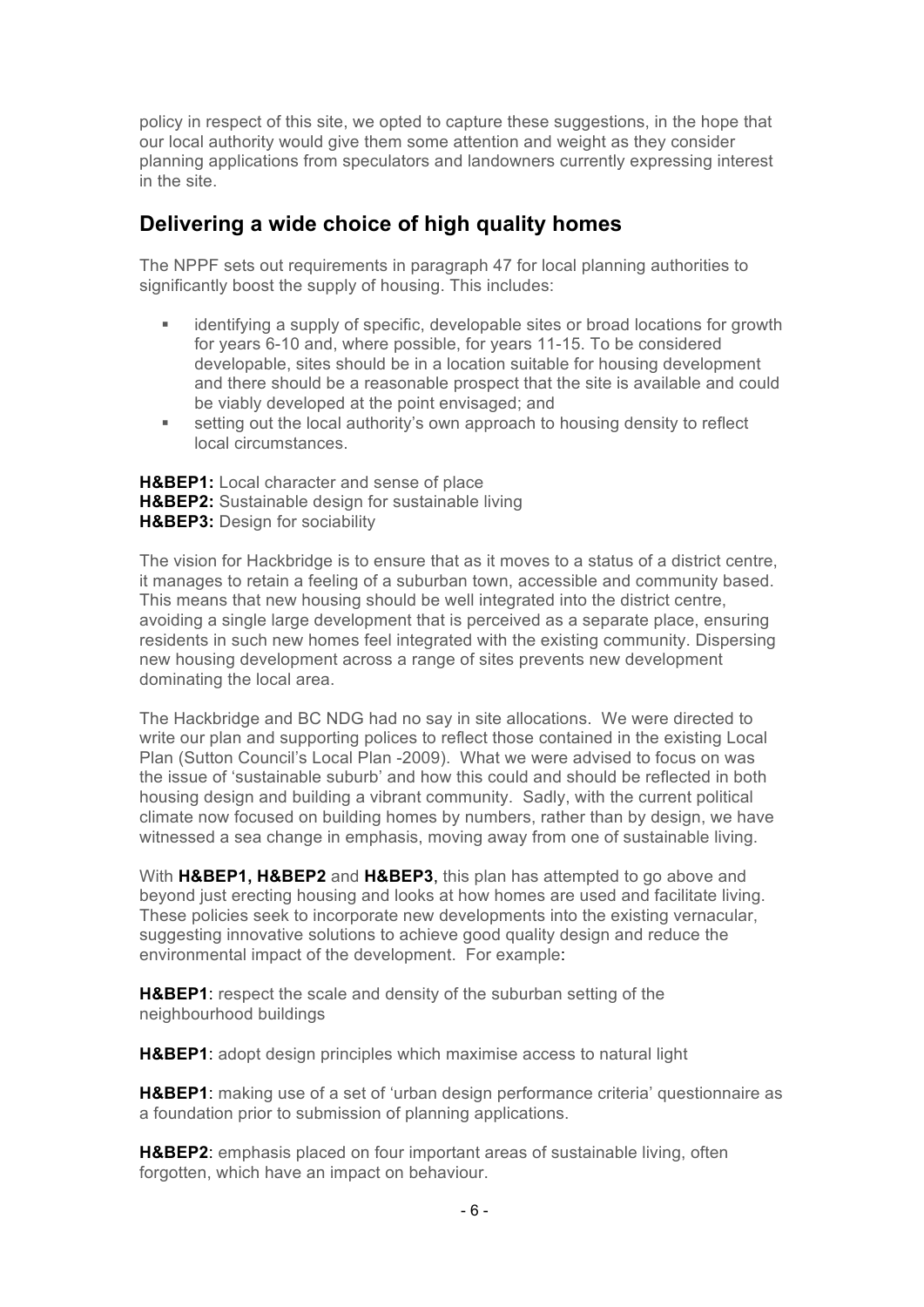policy in respect of this site, we opted to capture these suggestions, in the hope that our local authority would give them some attention and weight as they consider planning applications from speculators and landowners currently expressing interest in the site.

## Delivering a wide choice of high quality homes

The NPPF sets out requirements in paragraph 47 for local planning authorities to significantly boost the supply of housing. This includes:

- identifying a supply of specific, developable sites or broad locations for growth for years 6-10 and, where possible, for years 11-15. To be considered developable, sites should be in a location suitable for housing development and there should be a reasonable prospect that the site is available and could be viably developed at the point envisaged; and
- setting out the local authority's own approach to housing density to reflect local circumstances.

**H&BEP1:** Local character and sense of place
**H&BEP2:** Sustainable design for sustainable living
**H&BEP3:** Design for sociability

The vision for Hackbridge is to ensure that as it moves to a status of a district centre, it manages to retain a feeling of a suburban town, accessible and community based. This means that new housing should be well integrated into the district centre, avoiding a single large development that is perceived as a separate place, ensuring residents in such new homes feel integrated with the existing community. Dispersing new housing development across a range of sites prevents new development dominating the local area.

The Hackbridge and BC NDG had no say in site allocations. We were directed to write our plan and supporting polices to reflect those contained in the existing Local Plan (Sutton Council's Local Plan -2009). What we were advised to focus on was the issue of 'sustainable suburb' and how this could and should be reflected in both housing design and building a vibrant community. Sadly, with the current political climate now focused on building homes by numbers, rather than by design, we have witnessed a sea change in emphasis, moving away from one of sustainable living.

With **H&BEP1, H&BEP2** and **H&BEP3**, this plan has attempted to go above and beyond just erecting housing and looks at how homes are used and facilitate living. These policies seek to incorporate new developments into the existing vernacular, suggesting innovative solutions to achieve good quality design and reduce the environmental impact of the development. For example:

**H&BEP1**: respect the scale and density of the suburban setting of the neighbourhood buildings

**H&BEP1**: adopt design principles which maximise access to natural light

**H&BEP1**: making use of a set of 'urban design performance criteria' questionnaire as a foundation prior to submission of planning applications.

**H&BEP2**: emphasis placed on four important areas of sustainable living, often forgotten, which have an impact on behaviour.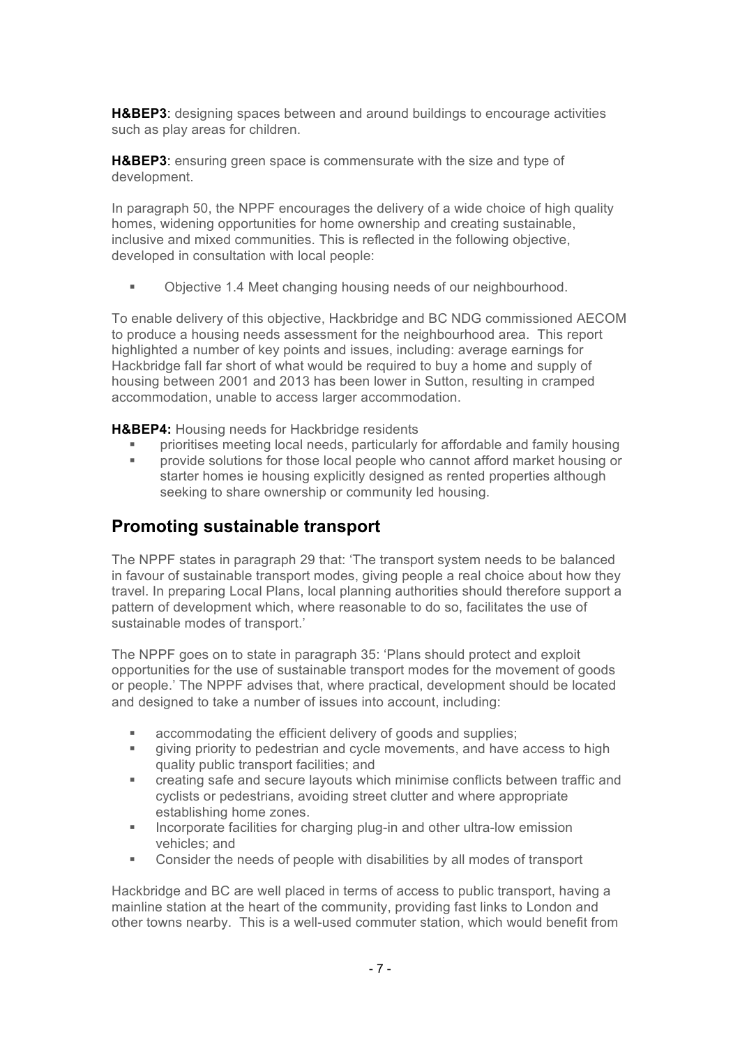**H&BEP3**: designing spaces between and around buildings to encourage activities such as play areas for children.

**H&BEP3**: ensuring green space is commensurate with the size and type of development.

In paragraph 50, the NPPF encourages the delivery of a wide choice of high quality homes, widening opportunities for home ownership and creating sustainable, inclusive and mixed communities. This is reflected in the following objective, developed in consultation with local people:

- Objective 1.4 Meet changing housing needs of our neighbourhood.

To enable delivery of this objective, Hackbridge and BC NDG commissioned AECOM to produce a housing needs assessment for the neighbourhood area. This report highlighted a number of key points and issues, including: average earnings for Hackbridge fall far short of what would be required to buy a home and supply of housing between 2001 and 2013 has been lower in Sutton, resulting in cramped accommodation, unable to access larger accommodation.

**H&BEP4:** Housing needs for Hackbridge residents

- prioritises meeting local needs, particularly for affordable and family housing
- provide solutions for those local people who cannot afford market housing or starter homes ie housing explicitly designed as rented properties although seeking to share ownership or community led housing.

## Promoting sustainable transport

The NPPF states in paragraph 29 that: 'The transport system needs to be balanced in favour of sustainable transport modes, giving people a real choice about how they travel. In preparing Local Plans, local planning authorities should therefore support a pattern of development which, where reasonable to do so, facilitates the use of sustainable modes of transport.'

The NPPF goes on to state in paragraph 35: 'Plans should protect and exploit opportunities for the use of sustainable transport modes for the movement of goods or people.' The NPPF advises that, where practical, development should be located and designed to take a number of issues into account, including:

- accommodating the efficient delivery of goods and supplies;
- giving priority to pedestrian and cycle movements, and have access to high quality public transport facilities; and
- creating safe and secure layouts which minimise conflicts between traffic and cyclists or pedestrians, avoiding street clutter and where appropriate establishing home zones.
- Incorporate facilities for charging plug-in and other ultra-low emission vehicles; and
- Consider the needs of people with disabilities by all modes of transport

Hackbridge and BC are well placed in terms of access to public transport, having a mainline station at the heart of the community, providing fast links to London and other towns nearby. This is a well-used commuter station, which would benefit from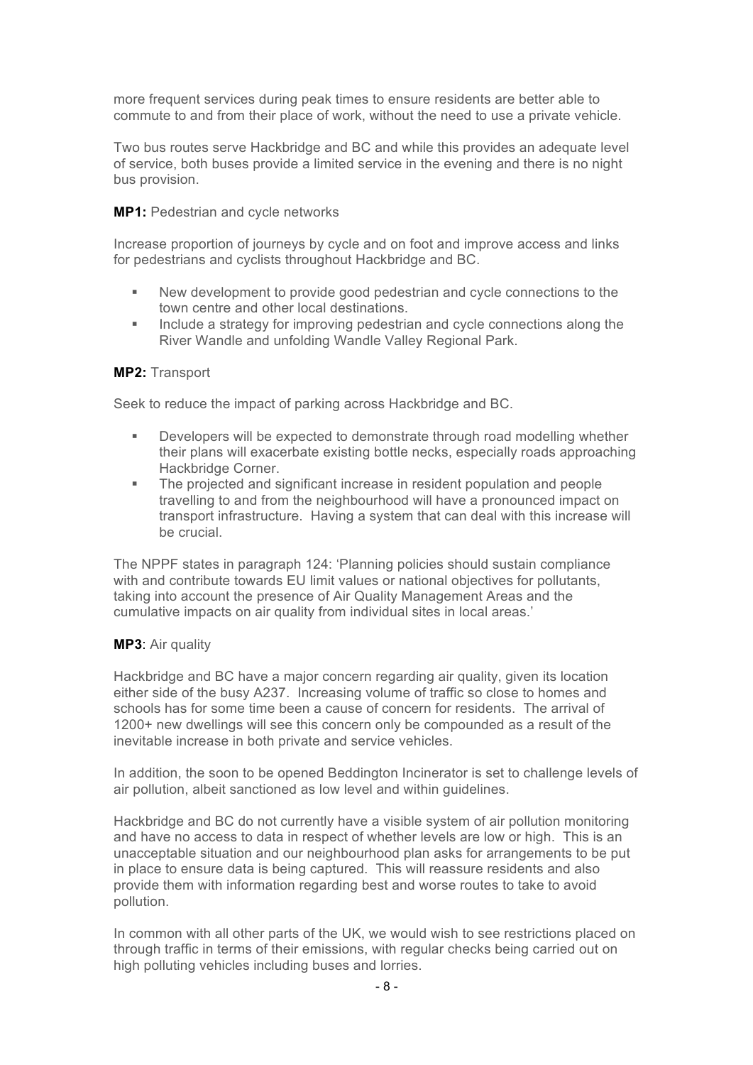more frequent services during peak times to ensure residents are better able to commute to and from their place of work, without the need to use a private vehicle.

Two bus routes serve Hackbridge and BC and while this provides an adequate level of service, both buses provide a limited service in the evening and there is no night bus provision.

**MP1:** Pedestrian and cycle networks

Increase proportion of journeys by cycle and on foot and improve access and links for pedestrians and cyclists throughout Hackbridge and BC.

- New development to provide good pedestrian and cycle connections to the town centre and other local destinations.
- Include a strategy for improving pedestrian and cycle connections along the River Wandle and unfolding Wandle Valley Regional Park.

**MP2:** Transport

Seek to reduce the impact of parking across Hackbridge and BC.

- Developers will be expected to demonstrate through road modelling whether their plans will exacerbate existing bottle necks, especially roads approaching Hackbridge Corner.
- The projected and significant increase in resident population and people travelling to and from the neighbourhood will have a pronounced impact on transport infrastructure. Having a system that can deal with this increase will be crucial.

The NPPF states in paragraph 124: 'Planning policies should sustain compliance with and contribute towards EU limit values or national objectives for pollutants, taking into account the presence of Air Quality Management Areas and the cumulative impacts on air quality from individual sites in local areas.'

**MP3**: Air quality

Hackbridge and BC have a major concern regarding air quality, given its location either side of the busy A237. Increasing volume of traffic so close to homes and schools has for some time been a cause of concern for residents. The arrival of 1200+ new dwellings will see this concern only be compounded as a result of the inevitable increase in both private and service vehicles.

In addition, the soon to be opened Beddington Incinerator is set to challenge levels of air pollution, albeit sanctioned as low level and within guidelines.

Hackbridge and BC do not currently have a visible system of air pollution monitoring and have no access to data in respect of whether levels are low or high. This is an unacceptable situation and our neighbourhood plan asks for arrangements to be put in place to ensure data is being captured. This will reassure residents and also provide them with information regarding best and worse routes to take to avoid pollution.

In common with all other parts of the UK, we would wish to see restrictions placed on through traffic in terms of their emissions, with regular checks being carried out on high polluting vehicles including buses and lorries.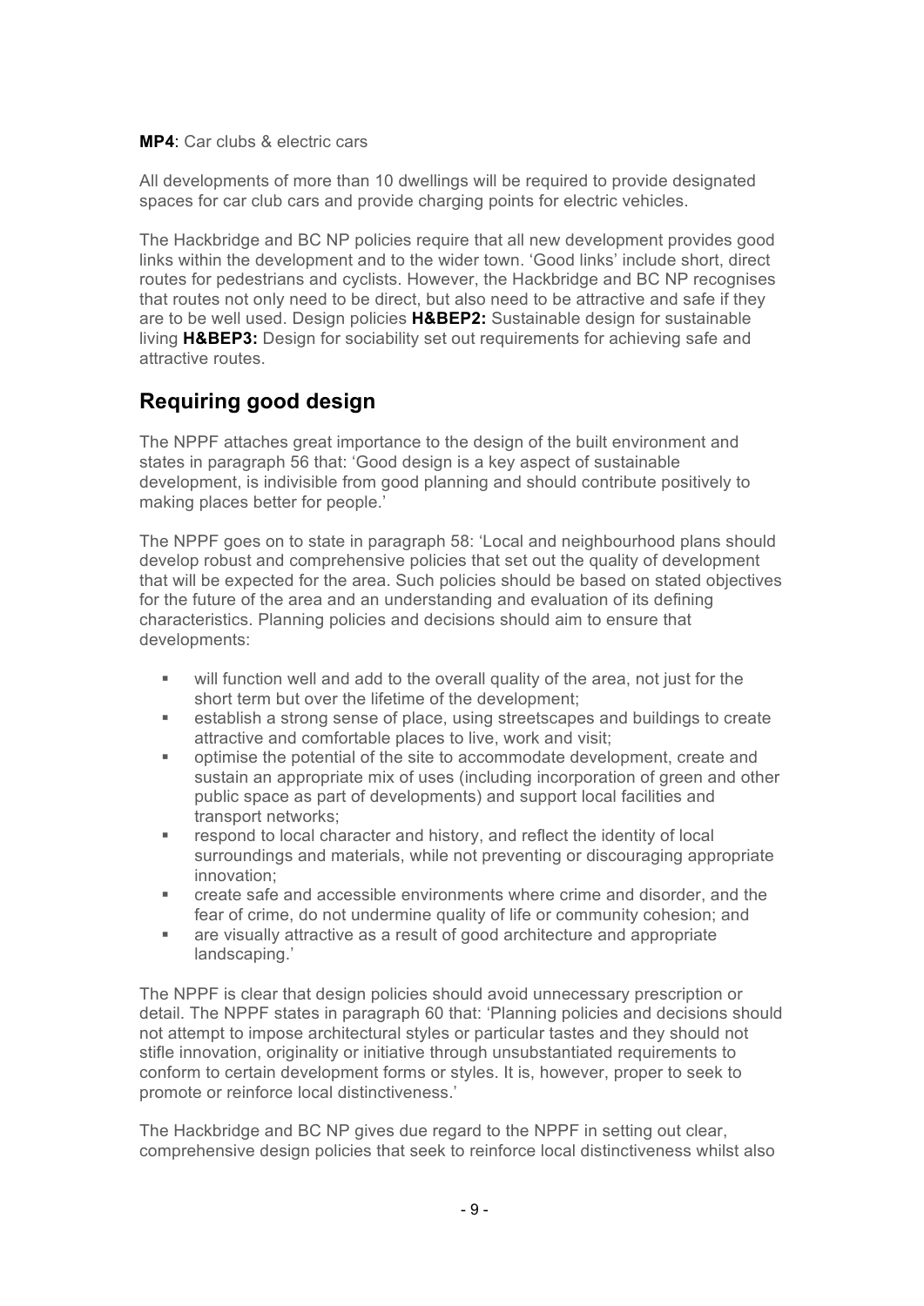**MP4**: Car clubs & electric cars

All developments of more than 10 dwellings will be required to provide designated spaces for car club cars and provide charging points for electric vehicles.

The Hackbridge and BC NP policies require that all new development provides good links within the development and to the wider town. 'Good links' include short, direct routes for pedestrians and cyclists. However, the Hackbridge and BC NP recognises that routes not only need to be direct, but also need to be attractive and safe if they are to be well used. Design policies **H&BEP2:** Sustainable design for sustainable living **H&BEP3:** Design for sociability set out requirements for achieving safe and attractive routes.

## Requiring good design

The NPPF attaches great importance to the design of the built environment and states in paragraph 56 that: 'Good design is a key aspect of sustainable development, is indivisible from good planning and should contribute positively to making places better for people.'

The NPPF goes on to state in paragraph 58: 'Local and neighbourhood plans should develop robust and comprehensive policies that set out the quality of development that will be expected for the area. Such policies should be based on stated objectives for the future of the area and an understanding and evaluation of its defining characteristics. Planning policies and decisions should aim to ensure that developments:

- will function well and add to the overall quality of the area, not just for the short term but over the lifetime of the development;
- establish a strong sense of place, using streetscapes and buildings to create attractive and comfortable places to live, work and visit;
- optimise the potential of the site to accommodate development, create and sustain an appropriate mix of uses (including incorporation of green and other public space as part of developments) and support local facilities and transport networks;
- respond to local character and history, and reflect the identity of local surroundings and materials, while not preventing or discouraging appropriate innovation;
- create safe and accessible environments where crime and disorder, and the fear of crime, do not undermine quality of life or community cohesion; and
- are visually attractive as a result of good architecture and appropriate landscaping.'

The NPPF is clear that design policies should avoid unnecessary prescription or detail. The NPPF states in paragraph 60 that: 'Planning policies and decisions should not attempt to impose architectural styles or particular tastes and they should not stifle innovation, originality or initiative through unsubstantiated requirements to conform to certain development forms or styles. It is, however, proper to seek to promote or reinforce local distinctiveness.'

The Hackbridge and BC NP gives due regard to the NPPF in setting out clear, comprehensive design policies that seek to reinforce local distinctiveness whilst also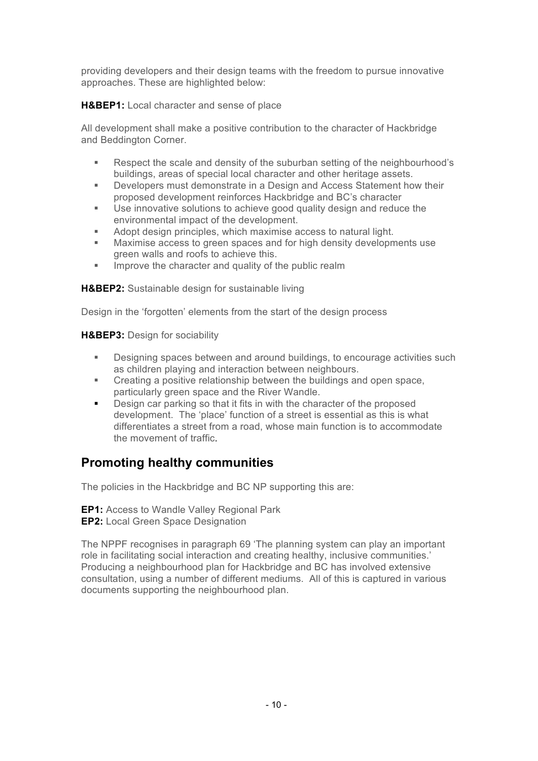providing developers and their design teams with the freedom to pursue innovative approaches. These are highlighted below:

**H&BEP1:** Local character and sense of place

All development shall make a positive contribution to the character of Hackbridge and Beddington Corner.

- Respect the scale and density of the suburban setting of the neighbourhood's buildings, areas of special local character and other heritage assets.
- Developers must demonstrate in a Design and Access Statement how their proposed development reinforces Hackbridge and BC's character
- Use innovative solutions to achieve good quality design and reduce the environmental impact of the development.
- Adopt design principles, which maximise access to natural light.
- Maximise access to green spaces and for high density developments use green walls and roofs to achieve this.
- Improve the character and quality of the public realm

**H&BEP2:** Sustainable design for sustainable living

Design in the 'forgotten' elements from the start of the design process

**H&BEP3:** Design for sociability

- Designing spaces between and around buildings, to encourage activities such as children playing and interaction between neighbours.
- Creating a positive relationship between the buildings and open space, particularly green space and the River Wandle.
- Design car parking so that it fits in with the character of the proposed development. The 'place' function of a street is essential as this is what differentiates a street from a road, whose main function is to accommodate the movement of traffic.

## Promoting healthy communities

The policies in the Hackbridge and BC NP supporting this are:

**EP1:** Access to Wandle Valley Regional Park
**EP2:** Local Green Space Designation

The NPPF recognises in paragraph 69 'The planning system can play an important role in facilitating social interaction and creating healthy, inclusive communities.' Producing a neighbourhood plan for Hackbridge and BC has involved extensive consultation, using a number of different mediums. All of this is captured in various documents supporting the neighbourhood plan.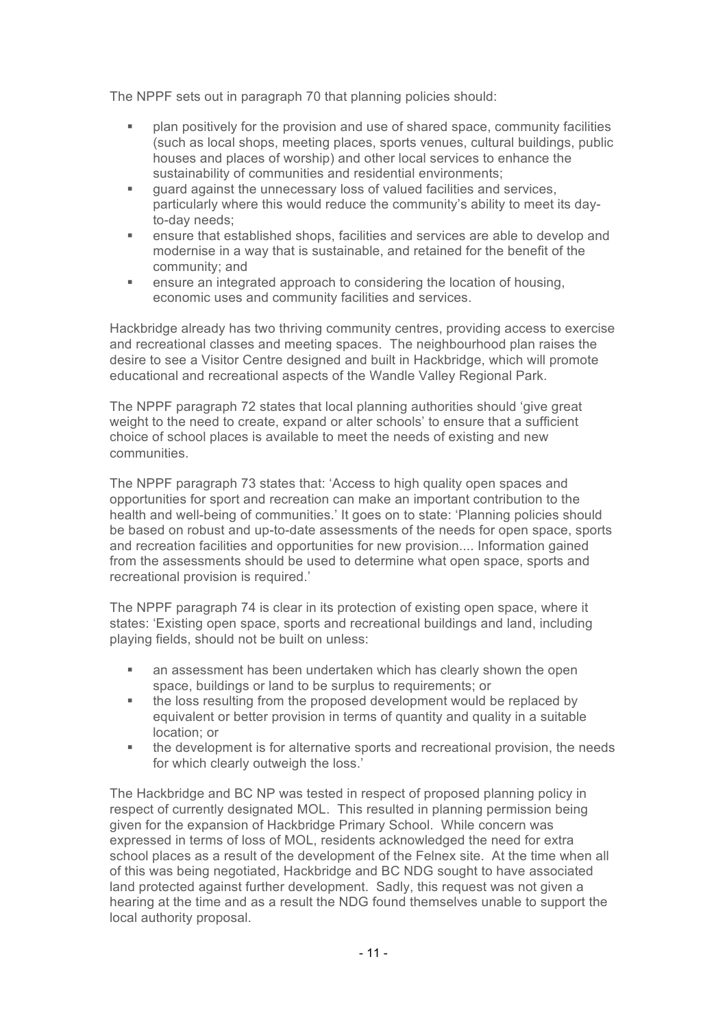The NPPF sets out in paragraph 70 that planning policies should:

- plan positively for the provision and use of shared space, community facilities (such as local shops, meeting places, sports venues, cultural buildings, public houses and places of worship) and other local services to enhance the sustainability of communities and residential environments;
- guard against the unnecessary loss of valued facilities and services, particularly where this would reduce the community's ability to meet its day-to-day needs;
- ensure that established shops, facilities and services are able to develop and modernise in a way that is sustainable, and retained for the benefit of the community; and
- ensure an integrated approach to considering the location of housing, economic uses and community facilities and services.

Hackbridge already has two thriving community centres, providing access to exercise and recreational classes and meeting spaces. The neighbourhood plan raises the desire to see a Visitor Centre designed and built in Hackbridge, which will promote educational and recreational aspects of the Wandle Valley Regional Park.

The NPPF paragraph 72 states that local planning authorities should 'give great weight to the need to create, expand or alter schools' to ensure that a sufficient choice of school places is available to meet the needs of existing and new communities.

The NPPF paragraph 73 states that: 'Access to high quality open spaces and opportunities for sport and recreation can make an important contribution to the health and well-being of communities.' It goes on to state: 'Planning policies should be based on robust and up-to-date assessments of the needs for open space, sports and recreation facilities and opportunities for new provision.... Information gained from the assessments should be used to determine what open space, sports and recreational provision is required.'

The NPPF paragraph 74 is clear in its protection of existing open space, where it states: 'Existing open space, sports and recreational buildings and land, including playing fields, should not be built on unless:

- an assessment has been undertaken which has clearly shown the open space, buildings or land to be surplus to requirements; or
- the loss resulting from the proposed development would be replaced by equivalent or better provision in terms of quantity and quality in a suitable location; or
- the development is for alternative sports and recreational provision, the needs for which clearly outweigh the loss.'

The Hackbridge and BC NP was tested in respect of proposed planning policy in respect of currently designated MOL. This resulted in planning permission being given for the expansion of Hackbridge Primary School. While concern was expressed in terms of loss of MOL, residents acknowledged the need for extra school places as a result of the development of the Felnex site. At the time when all of this was being negotiated, Hackbridge and BC NDG sought to have associated land protected against further development. Sadly, this request was not given a hearing at the time and as a result the NDG found themselves unable to support the local authority proposal.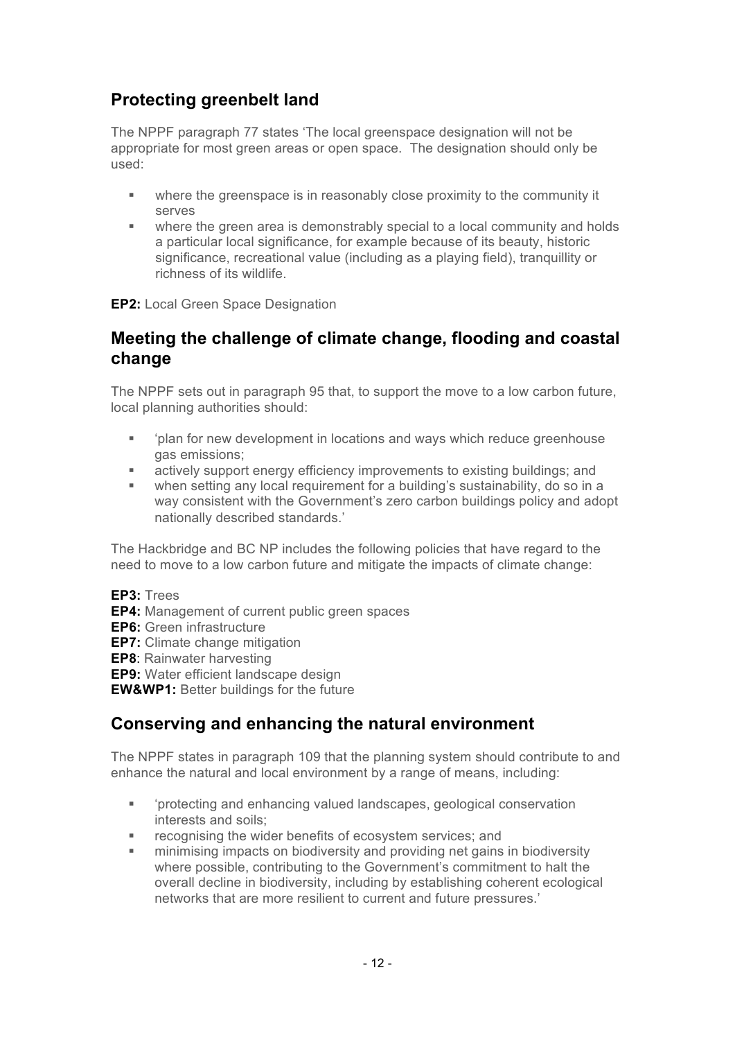## Protecting greenbelt land

The NPPF paragraph 77 states 'The local greenspace designation will not be appropriate for most green areas or open space. The designation should only be used:

- where the greenspace is in reasonably close proximity to the community it serves
- where the green area is demonstrably special to a local community and holds a particular local significance, for example because of its beauty, historic significance, recreational value (including as a playing field), tranquillity or richness of its wildlife.

**EP2:** Local Green Space Designation

## Meeting the challenge of climate change, flooding and coastal change

The NPPF sets out in paragraph 95 that, to support the move to a low carbon future, local planning authorities should:

- 'plan for new development in locations and ways which reduce greenhouse gas emissions;
- actively support energy efficiency improvements to existing buildings; and
- when setting any local requirement for a building's sustainability, do so in a way consistent with the Government's zero carbon buildings policy and adopt nationally described standards.'

The Hackbridge and BC NP includes the following policies that have regard to the need to move to a low carbon future and mitigate the impacts of climate change:

**EP3:** Trees
**EP4:** Management of current public green spaces
**EP6:** Green infrastructure
**EP7:** Climate change mitigation
**EP8**: Rainwater harvesting
**EP9:** Water efficient landscape design
**EW&WP1:** Better buildings for the future

## Conserving and enhancing the natural environment

The NPPF states in paragraph 109 that the planning system should contribute to and enhance the natural and local environment by a range of means, including:

- 'protecting and enhancing valued landscapes, geological conservation interests and soils;
- recognising the wider benefits of ecosystem services; and
- minimising impacts on biodiversity and providing net gains in biodiversity where possible, contributing to the Government's commitment to halt the overall decline in biodiversity, including by establishing coherent ecological networks that are more resilient to current and future pressures.'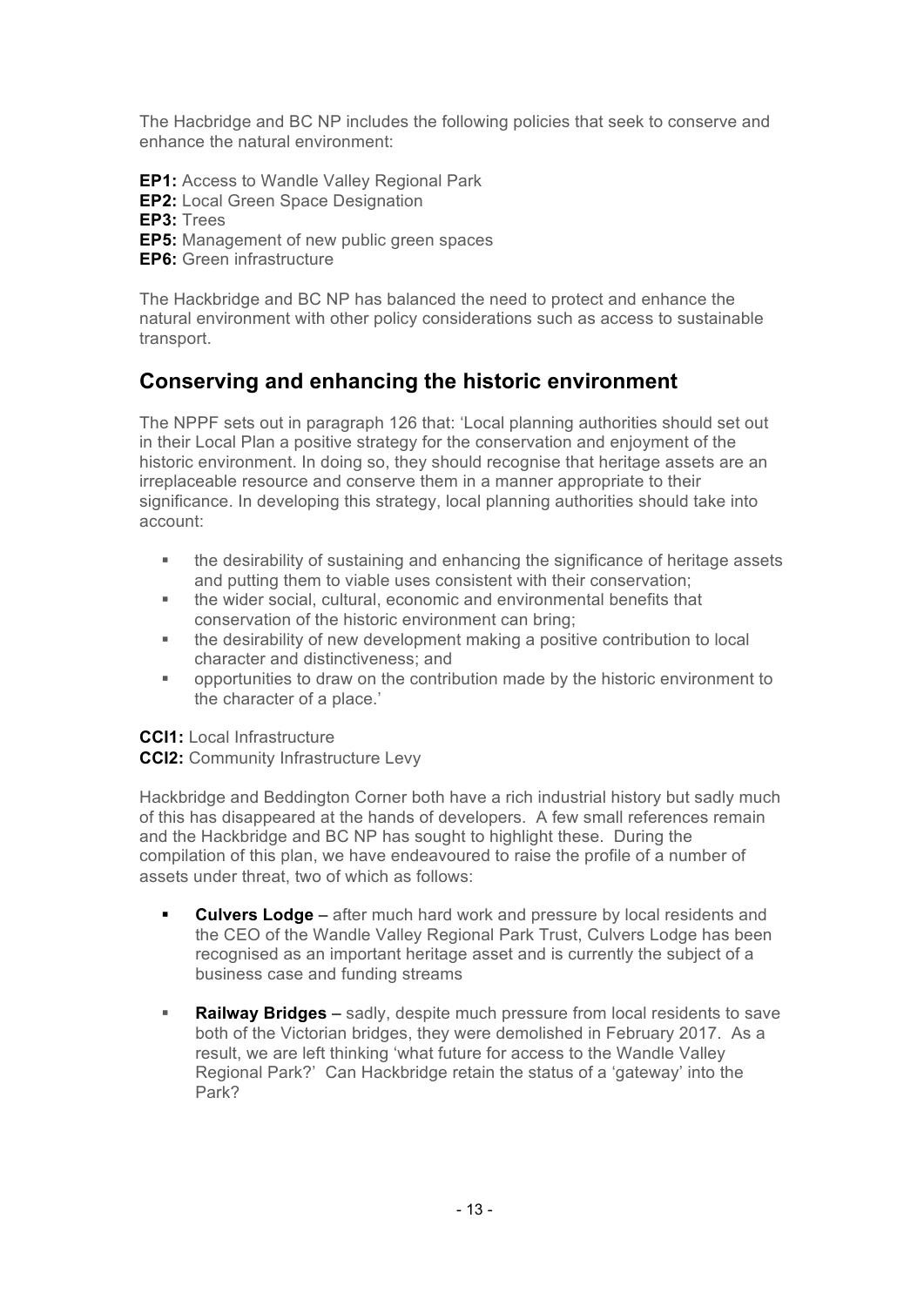The Hacbridge and BC NP includes the following policies that seek to conserve and enhance the natural environment:

**EP1:** Access to Wandle Valley Regional Park
**EP2:** Local Green Space Designation
**EP3:** Trees
**EP5:** Management of new public green spaces
**EP6:** Green infrastructure

The Hackbridge and BC NP has balanced the need to protect and enhance the natural environment with other policy considerations such as access to sustainable transport.

## Conserving and enhancing the historic environment

The NPPF sets out in paragraph 126 that: 'Local planning authorities should set out in their Local Plan a positive strategy for the conservation and enjoyment of the historic environment. In doing so, they should recognise that heritage assets are an irreplaceable resource and conserve them in a manner appropriate to their significance. In developing this strategy, local planning authorities should take into account:

- the desirability of sustaining and enhancing the significance of heritage assets and putting them to viable uses consistent with their conservation;
- the wider social, cultural, economic and environmental benefits that conservation of the historic environment can bring;
- the desirability of new development making a positive contribution to local character and distinctiveness; and
- opportunities to draw on the contribution made by the historic environment to the character of a place.'

**CCI1:** Local Infrastructure
**CCI2:** Community Infrastructure Levy

Hackbridge and Beddington Corner both have a rich industrial history but sadly much of this has disappeared at the hands of developers. A few small references remain and the Hackbridge and BC NP has sought to highlight these. During the compilation of this plan, we have endeavoured to raise the profile of a number of assets under threat, two of which as follows:

- **Culvers Lodge –** after much hard work and pressure by local residents and the CEO of the Wandle Valley Regional Park Trust, Culvers Lodge has been recognised as an important heritage asset and is currently the subject of a business case and funding streams

- **Railway Bridges –** sadly, despite much pressure from local residents to save both of the Victorian bridges, they were demolished in February 2017. As a result, we are left thinking 'what future for access to the Wandle Valley Regional Park?' Can Hackbridge retain the status of a 'gateway' into the Park?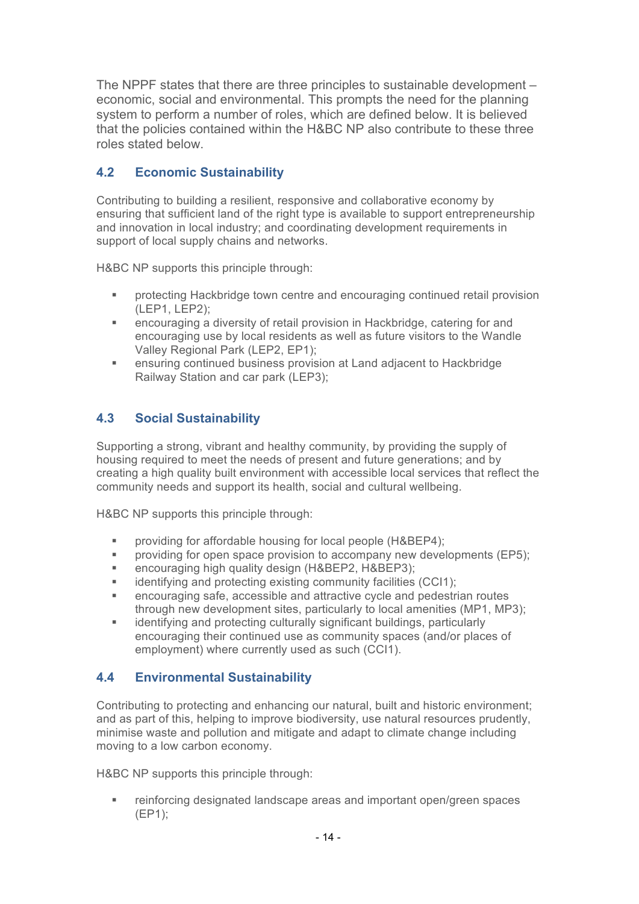The NPPF states that there are three principles to sustainable development – economic, social and environmental. This prompts the need for the planning system to perform a number of roles, which are defined below. It is believed that the policies contained within the H&BC NP also contribute to these three roles stated below.

## 4.2 Economic Sustainability

Contributing to building a resilient, responsive and collaborative economy by ensuring that sufficient land of the right type is available to support entrepreneurship and innovation in local industry; and coordinating development requirements in support of local supply chains and networks.

H&BC NP supports this principle through:

- protecting Hackbridge town centre and encouraging continued retail provision (LEP1, LEP2);
- encouraging a diversity of retail provision in Hackbridge, catering for and encouraging use by local residents as well as future visitors to the Wandle Valley Regional Park (LEP2, EP1);
- ensuring continued business provision at Land adjacent to Hackbridge Railway Station and car park (LEP3);

## 4.3 Social Sustainability

Supporting a strong, vibrant and healthy community, by providing the supply of housing required to meet the needs of present and future generations; and by creating a high quality built environment with accessible local services that reflect the community needs and support its health, social and cultural wellbeing.

H&BC NP supports this principle through:

- providing for affordable housing for local people (H&BEP4);
- providing for open space provision to accompany new developments (EP5);
- encouraging high quality design (H&BEP2, H&BEP3);
- identifying and protecting existing community facilities (CCI1);
- encouraging safe, accessible and attractive cycle and pedestrian routes through new development sites, particularly to local amenities (MP1, MP3);
- identifying and protecting culturally significant buildings, particularly encouraging their continued use as community spaces (and/or places of employment) where currently used as such (CCI1).

## 4.4 Environmental Sustainability

Contributing to protecting and enhancing our natural, built and historic environment; and as part of this, helping to improve biodiversity, use natural resources prudently, minimise waste and pollution and mitigate and adapt to climate change including moving to a low carbon economy.

H&BC NP supports this principle through:

- reinforcing designated landscape areas and important open/green spaces (EP1);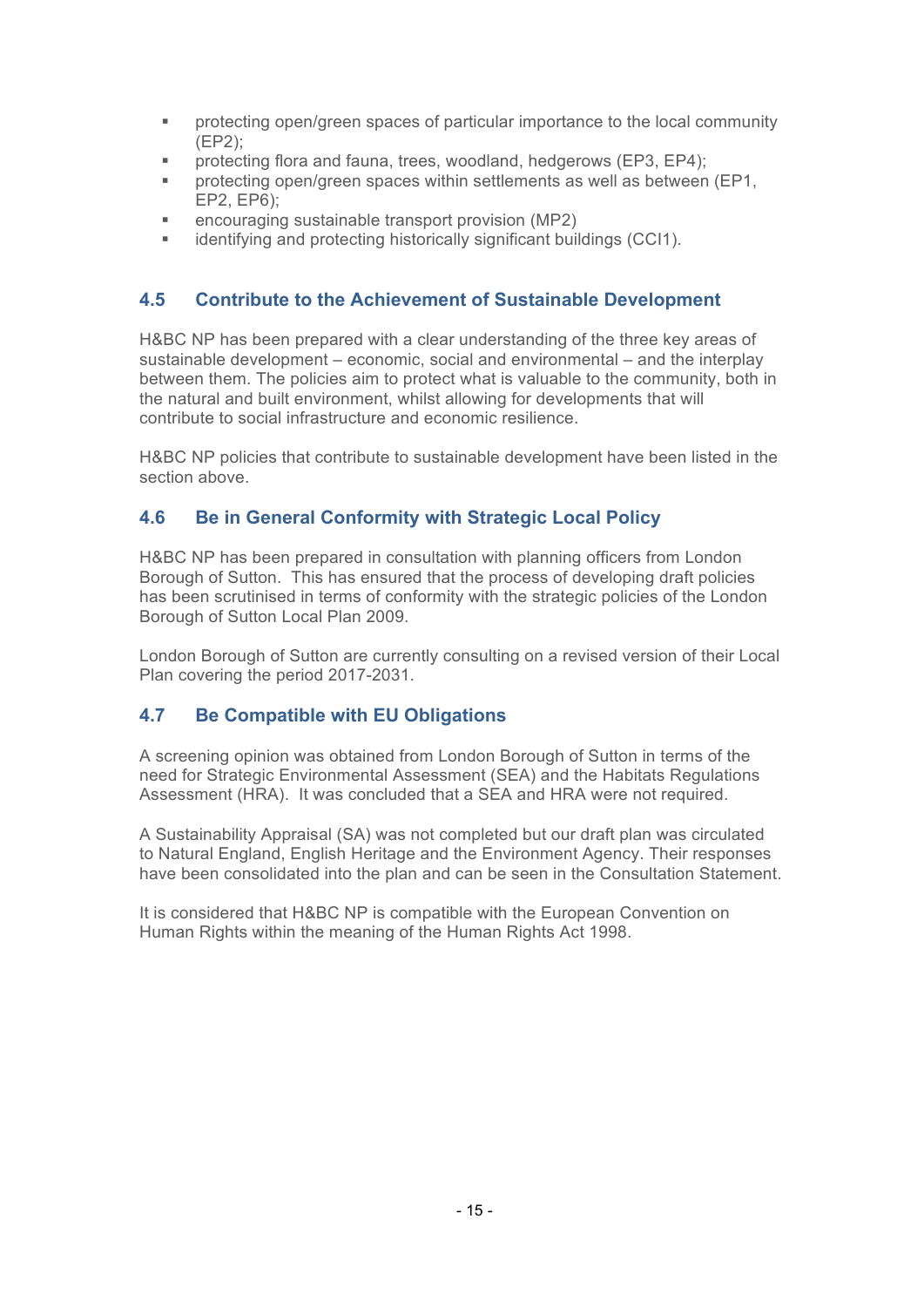- protecting open/green spaces of particular importance to the local community (EP2);
- protecting flora and fauna, trees, woodland, hedgerows (EP3, EP4);
- protecting open/green spaces within settlements as well as between (EP1, EP2, EP6);
- encouraging sustainable transport provision (MP2)
- identifying and protecting historically significant buildings (CCI1).

## 4.5 Contribute to the Achievement of Sustainable Development

H&BC NP has been prepared with a clear understanding of the three key areas of sustainable development – economic, social and environmental – and the interplay between them. The policies aim to protect what is valuable to the community, both in the natural and built environment, whilst allowing for developments that will contribute to social infrastructure and economic resilience.

H&BC NP policies that contribute to sustainable development have been listed in the section above.

## 4.6 Be in General Conformity with Strategic Local Policy

H&BC NP has been prepared in consultation with planning officers from London Borough of Sutton. This has ensured that the process of developing draft policies has been scrutinised in terms of conformity with the strategic policies of the London Borough of Sutton Local Plan 2009.

London Borough of Sutton are currently consulting on a revised version of their Local Plan covering the period 2017-2031.

## 4.7 Be Compatible with EU Obligations

A screening opinion was obtained from London Borough of Sutton in terms of the need for Strategic Environmental Assessment (SEA) and the Habitats Regulations Assessment (HRA). It was concluded that a SEA and HRA were not required.

A Sustainability Appraisal (SA) was not completed but our draft plan was circulated to Natural England, English Heritage and the Environment Agency. Their responses have been consolidated into the plan and can be seen in the Consultation Statement.

It is considered that H&BC NP is compatible with the European Convention on Human Rights within the meaning of the Human Rights Act 1998.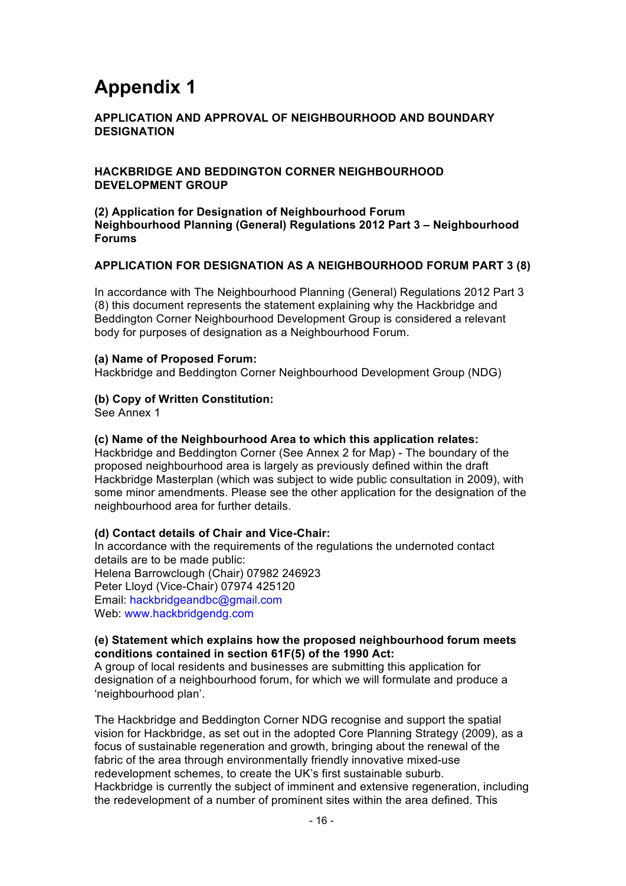# Appendix 1

**APPLICATION AND APPROVAL OF NEIGHBOURHOOD AND BOUNDARY DESIGNATION**

**HACKBRIDGE AND BEDDINGTON CORNER NEIGHBOURHOOD DEVELOPMENT GROUP**

**(2) Application for Designation of Neighbourhood Forum**
**Neighbourhood Planning (General) Regulations 2012 Part 3 – Neighbourhood Forums**

**APPLICATION FOR DESIGNATION AS A NEIGHBOURHOOD FORUM PART 3 (8)**

In accordance with The Neighbourhood Planning (General) Regulations 2012 Part 3 (8) this document represents the statement explaining why the Hackbridge and Beddington Corner Neighbourhood Development Group is considered a relevant body for purposes of designation as a Neighbourhood Forum.

**(a) Name of Proposed Forum:**
Hackbridge and Beddington Corner Neighbourhood Development Group (NDG)

**(b) Copy of Written Constitution:**
See Annex 1

**(c) Name of the Neighbourhood Area to which this application relates:**
Hackbridge and Beddington Corner (See Annex 2 for Map) - The boundary of the proposed neighbourhood area is largely as previously defined within the draft Hackbridge Masterplan (which was subject to wide public consultation in 2009), with some minor amendments. Please see the other application for the designation of the neighbourhood area for further details.

**(d) Contact details of Chair and Vice-Chair:**
In accordance with the requirements of the regulations the undernoted contact details are to be made public:
Helena Barrowclough (Chair) 07982 246923
Peter Lloyd (Vice-Chair) 07974 425120
Email: hackbridgeandbc@gmail.com
Web: www.hackbridgendg.com

**(e) Statement which explains how the proposed neighbourhood forum meets conditions contained in section 61F(5) of the 1990 Act:**
A group of local residents and businesses are submitting this application for designation of a neighbourhood forum, for which we will formulate and produce a 'neighbourhood plan'.

The Hackbridge and Beddington Corner NDG recognise and support the spatial vision for Hackbridge, as set out in the adopted Core Planning Strategy (2009), as a focus of sustainable regeneration and growth, bringing about the renewal of the fabric of the area through environmentally friendly innovative mixed-use redevelopment schemes, to create the UK's first sustainable suburb.
Hackbridge is currently the subject of imminent and extensive regeneration, including the redevelopment of a number of prominent sites within the area defined. This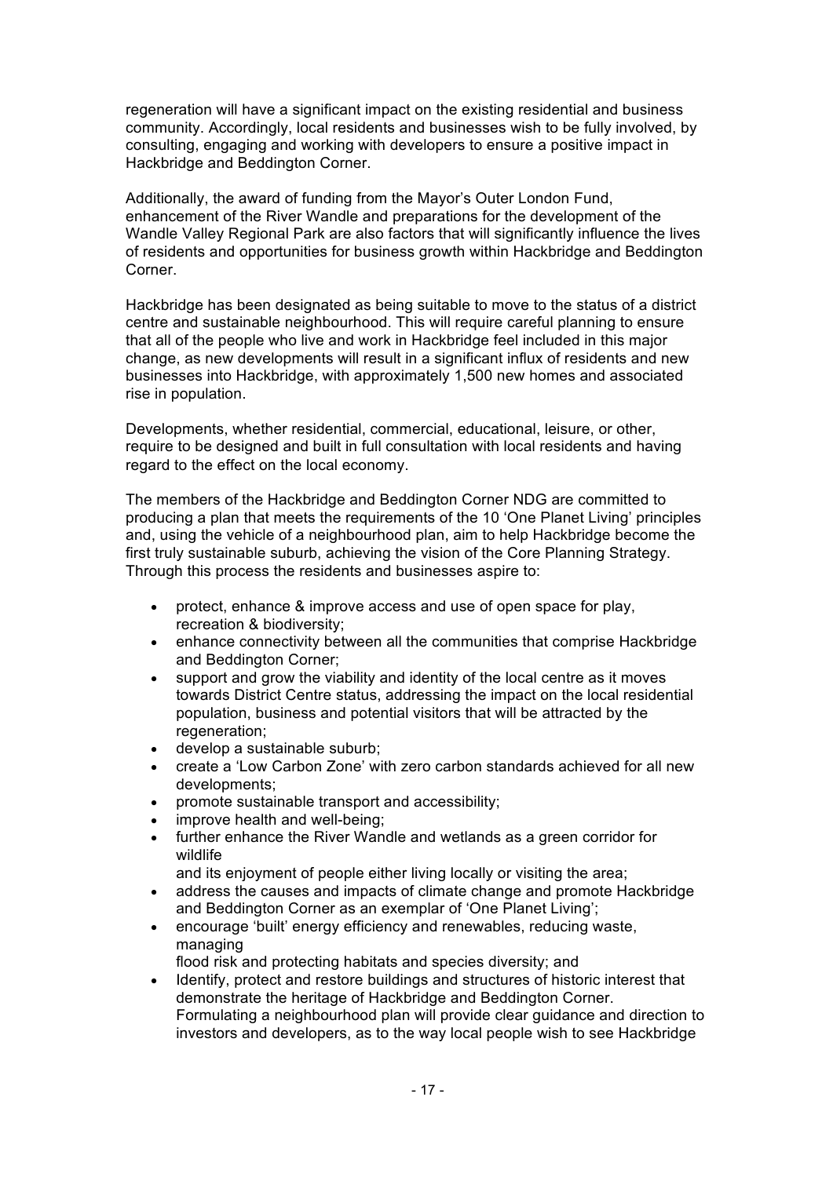regeneration will have a significant impact on the existing residential and business community. Accordingly, local residents and businesses wish to be fully involved, by consulting, engaging and working with developers to ensure a positive impact in Hackbridge and Beddington Corner.

Additionally, the award of funding from the Mayor's Outer London Fund, enhancement of the River Wandle and preparations for the development of the Wandle Valley Regional Park are also factors that will significantly influence the lives of residents and opportunities for business growth within Hackbridge and Beddington Corner.

Hackbridge has been designated as being suitable to move to the status of a district centre and sustainable neighbourhood. This will require careful planning to ensure that all of the people who live and work in Hackbridge feel included in this major change, as new developments will result in a significant influx of residents and new businesses into Hackbridge, with approximately 1,500 new homes and associated rise in population.

Developments, whether residential, commercial, educational, leisure, or other, require to be designed and built in full consultation with local residents and having regard to the effect on the local economy.

The members of the Hackbridge and Beddington Corner NDG are committed to producing a plan that meets the requirements of the 10 'One Planet Living' principles and, using the vehicle of a neighbourhood plan, aim to help Hackbridge become the first truly sustainable suburb, achieving the vision of the Core Planning Strategy. Through this process the residents and businesses aspire to:

- protect, enhance & improve access and use of open space for play, recreation & biodiversity;
- enhance connectivity between all the communities that comprise Hackbridge and Beddington Corner;
- support and grow the viability and identity of the local centre as it moves towards District Centre status, addressing the impact on the local residential population, business and potential visitors that will be attracted by the regeneration;
- develop a sustainable suburb;
- create a 'Low Carbon Zone' with zero carbon standards achieved for all new developments;
- promote sustainable transport and accessibility;
- improve health and well-being;
- further enhance the River Wandle and wetlands as a green corridor for wildlife
  and its enjoyment of people either living locally or visiting the area;
- address the causes and impacts of climate change and promote Hackbridge and Beddington Corner as an exemplar of 'One Planet Living';
- encourage 'built' energy efficiency and renewables, reducing waste, managing
  flood risk and protecting habitats and species diversity; and
- Identify, protect and restore buildings and structures of historic interest that demonstrate the heritage of Hackbridge and Beddington Corner.
  Formulating a neighbourhood plan will provide clear guidance and direction to investors and developers, as to the way local people wish to see Hackbridge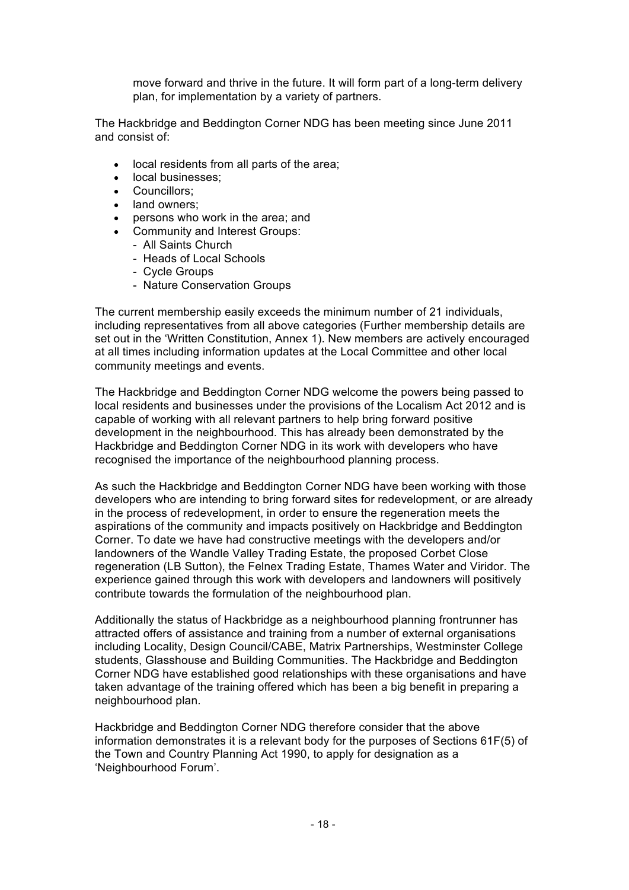move forward and thrive in the future. It will form part of a long-term delivery plan, for implementation by a variety of partners.

The Hackbridge and Beddington Corner NDG has been meeting since June 2011 and consist of:

- local residents from all parts of the area;
- local businesses;
- Councillors;
- land owners;
- persons who work in the area; and
- Community and Interest Groups:
  - All Saints Church
  - Heads of Local Schools
  - Cycle Groups
  - Nature Conservation Groups

The current membership easily exceeds the minimum number of 21 individuals, including representatives from all above categories (Further membership details are set out in the 'Written Constitution, Annex 1). New members are actively encouraged at all times including information updates at the Local Committee and other local community meetings and events.

The Hackbridge and Beddington Corner NDG welcome the powers being passed to local residents and businesses under the provisions of the Localism Act 2012 and is capable of working with all relevant partners to help bring forward positive development in the neighbourhood. This has already been demonstrated by the Hackbridge and Beddington Corner NDG in its work with developers who have recognised the importance of the neighbourhood planning process.

As such the Hackbridge and Beddington Corner NDG have been working with those developers who are intending to bring forward sites for redevelopment, or are already in the process of redevelopment, in order to ensure the regeneration meets the aspirations of the community and impacts positively on Hackbridge and Beddington Corner. To date we have had constructive meetings with the developers and/or landowners of the Wandle Valley Trading Estate, the proposed Corbet Close regeneration (LB Sutton), the Felnex Trading Estate, Thames Water and Viridor. The experience gained through this work with developers and landowners will positively contribute towards the formulation of the neighbourhood plan.

Additionally the status of Hackbridge as a neighbourhood planning frontrunner has attracted offers of assistance and training from a number of external organisations including Locality, Design Council/CABE, Matrix Partnerships, Westminster College students, Glasshouse and Building Communities. The Hackbridge and Beddington Corner NDG have established good relationships with these organisations and have taken advantage of the training offered which has been a big benefit in preparing a neighbourhood plan.

Hackbridge and Beddington Corner NDG therefore consider that the above information demonstrates it is a relevant body for the purposes of Sections 61F(5) of the Town and Country Planning Act 1990, to apply for designation as a 'Neighbourhood Forum'.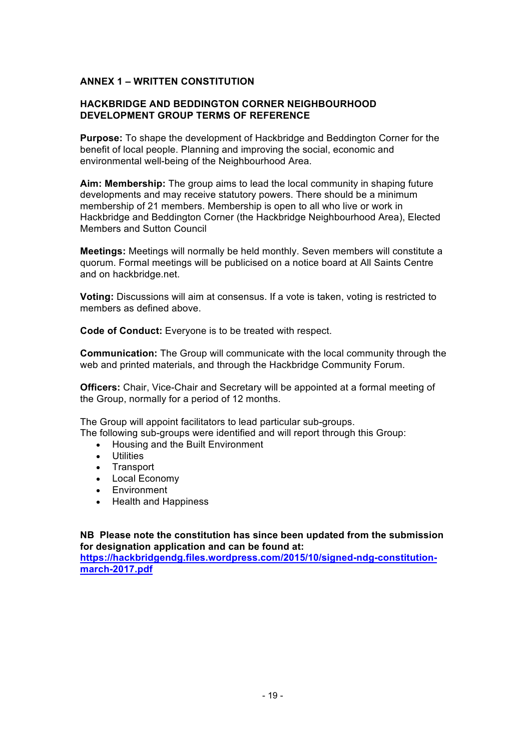## ANNEX 1 – WRITTEN CONSTITUTION

### HACKBRIDGE AND BEDDINGTON CORNER NEIGHBOURHOOD DEVELOPMENT GROUP TERMS OF REFERENCE

**Purpose:** To shape the development of Hackbridge and Beddington Corner for the benefit of local people. Planning and improving the social, economic and environmental well-being of the Neighbourhood Area.

**Aim: Membership:** The group aims to lead the local community in shaping future developments and may receive statutory powers. There should be a minimum membership of 21 members. Membership is open to all who live or work in Hackbridge and Beddington Corner (the Hackbridge Neighbourhood Area), Elected Members and Sutton Council

**Meetings:** Meetings will normally be held monthly. Seven members will constitute a quorum. Formal meetings will be publicised on a notice board at All Saints Centre and on hackbridge.net.

**Voting:** Discussions will aim at consensus. If a vote is taken, voting is restricted to members as defined above.

**Code of Conduct:** Everyone is to be treated with respect.

**Communication:** The Group will communicate with the local community through the web and printed materials, and through the Hackbridge Community Forum.

**Officers:** Chair, Vice-Chair and Secretary will be appointed at a formal meeting of the Group, normally for a period of 12 months.

The Group will appoint facilitators to lead particular sub-groups.
The following sub-groups were identified and will report through this Group:

- Housing and the Built Environment
- Utilities
- Transport
- Local Economy
- Environment
- Health and Happiness

**NB Please note the constitution has since been updated from the submission for designation application and can be found at:**
**[https://hackbridgendg.files.wordpress.com/2015/10/signed-ndg-constitution-march-2017.pdf](https://hackbridgendg.files.wordpress.com/2015/10/signed-ndg-constitution-march-2017.pdf)**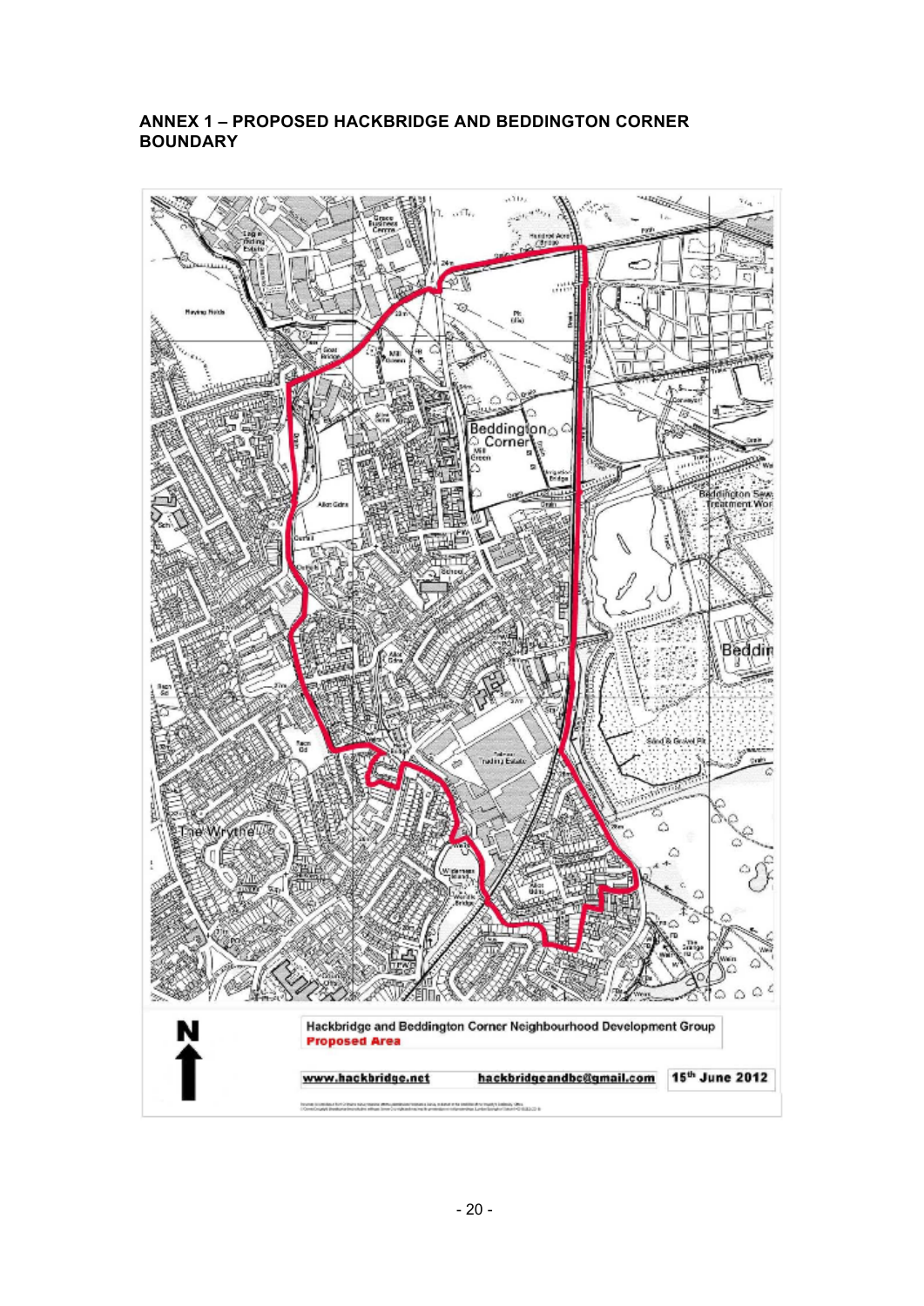## ANNEX 1 – PROPOSED HACKBRIDGE AND BEDDINGTON CORNER BOUNDARY

Hackbridge and Beddington Corner Neighbourhood Development Group
**Proposed Area**

www.hackbridge.net hackbridgeandbc@gmail.com 15th June 2012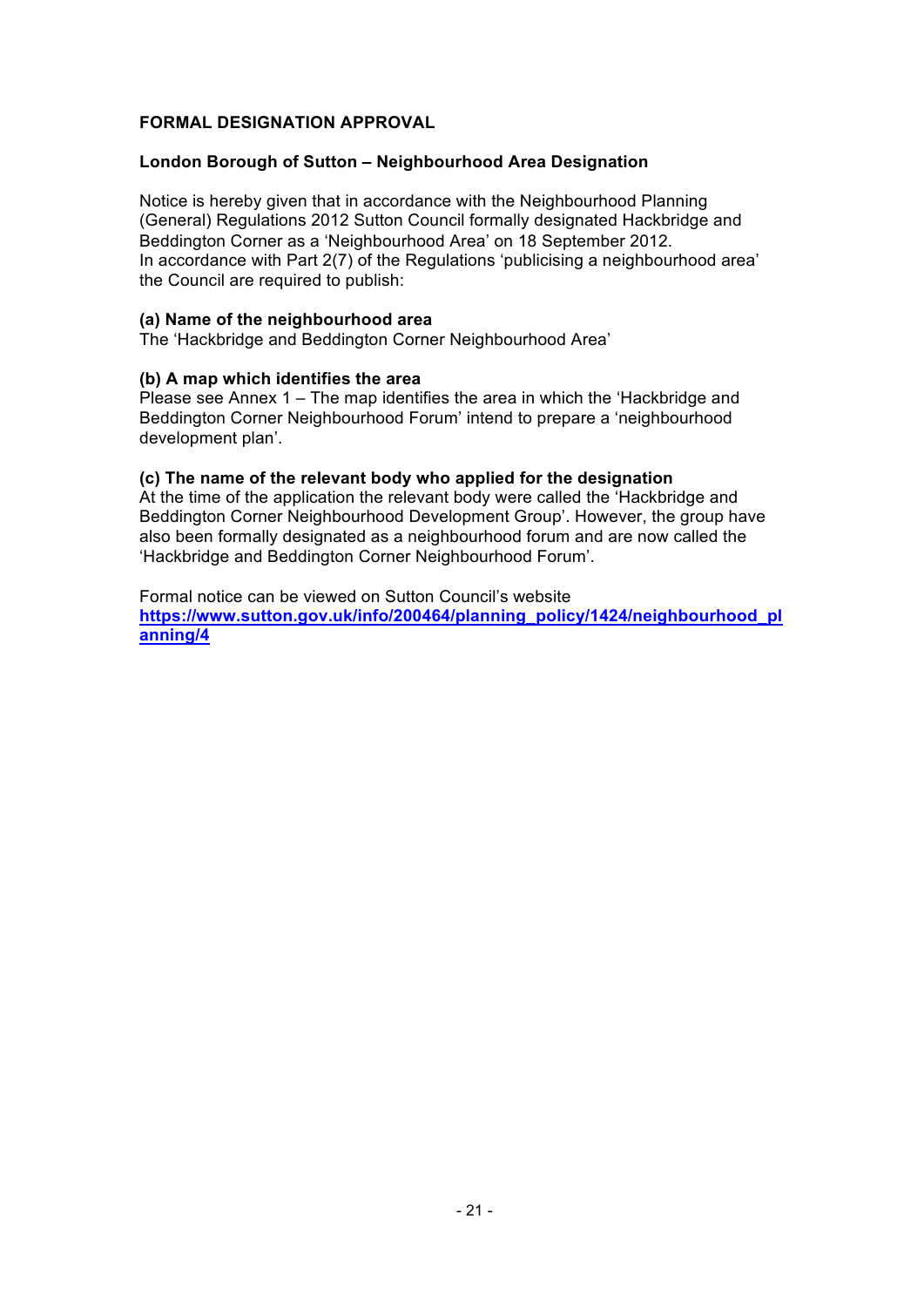**FORMAL DESIGNATION APPROVAL**

**London Borough of Sutton – Neighbourhood Area Designation**

Notice is hereby given that in accordance with the Neighbourhood Planning (General) Regulations 2012 Sutton Council formally designated Hackbridge and Beddington Corner as a 'Neighbourhood Area' on 18 September 2012. In accordance with Part 2(7) of the Regulations 'publicising a neighbourhood area' the Council are required to publish:

**(a) Name of the neighbourhood area**
The 'Hackbridge and Beddington Corner Neighbourhood Area'

**(b) A map which identifies the area**
Please see Annex 1 – The map identifies the area in which the 'Hackbridge and Beddington Corner Neighbourhood Forum' intend to prepare a 'neighbourhood development plan'.

**(c) The name of the relevant body who applied for the designation**
At the time of the application the relevant body were called the 'Hackbridge and Beddington Corner Neighbourhood Development Group'. However, the group have also been formally designated as a neighbourhood forum and are now called the 'Hackbridge and Beddington Corner Neighbourhood Forum'.

Formal notice can be viewed on Sutton Council's website
**https://www.sutton.gov.uk/info/200464/planning_policy/1424/neighbourhood_planning/4**